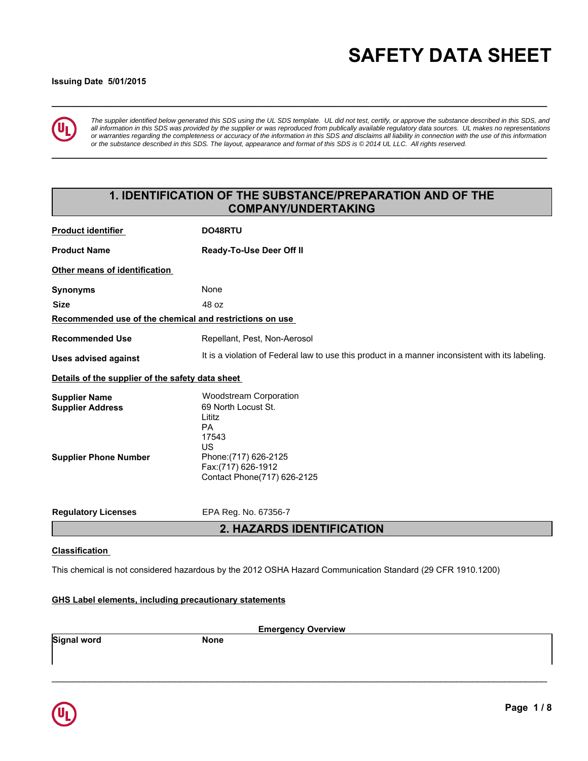# SAFETY DATA SHEET

**Issuing Date 5/01/2015**

*The supplier identified below generated this SDS using the UL SDS template. UL did not test, certify, or approve the substance described in this SDS, and all information in this SDS was provided by the supplier or was reproduced from publically available regulatory data sources. UL makes no representations or warranties regarding the completeness or accuracy of the information in this SDS and disclaims all liability in connection with the use of this information or the substance described in this SDS. The layout, appearance and format of this SDS is © 2014 UL LLC. All rights reserved.*

## 1. IDENTIFICATION OF THE SUBSTANCE/PREPARATION AND OF THE COMPANY/UNDERTAKING

**Product identifier** DO48RTU

**Product Name** Ready-To-Use Deer Off II

**Other means of identification**

**Synonyms** None

**Size** 48 oz

**Recommended use of the chemical and restrictions on use**

**Recommended Use** Repellant, Pest, Non-Aerosol

**Uses advised against** It is a violation of Federal law to use this product in a manner inconsistent with its labeling.

**Details of the supplier of the safety data sheet**

**Supplier Name** Woodstream Corporation

**Supplier Address** 69 North Locust St.
Lititz
PA
17543
US

**Supplier Phone Number** Phone:(717) 626-2125
Fax:(717) 626-1912
Contact Phone(717) 626-2125

**Regulatory Licenses** EPA Reg. No. 67356-7

## 2. HAZARDS IDENTIFICATION

**Classification**

This chemical is not considered hazardous by the 2012 OSHA Hazard Communication Standard (29 CFR 1910.1200)

**GHS Label elements, including precautionary statements**

**Emergency Overview**

**Signal word** None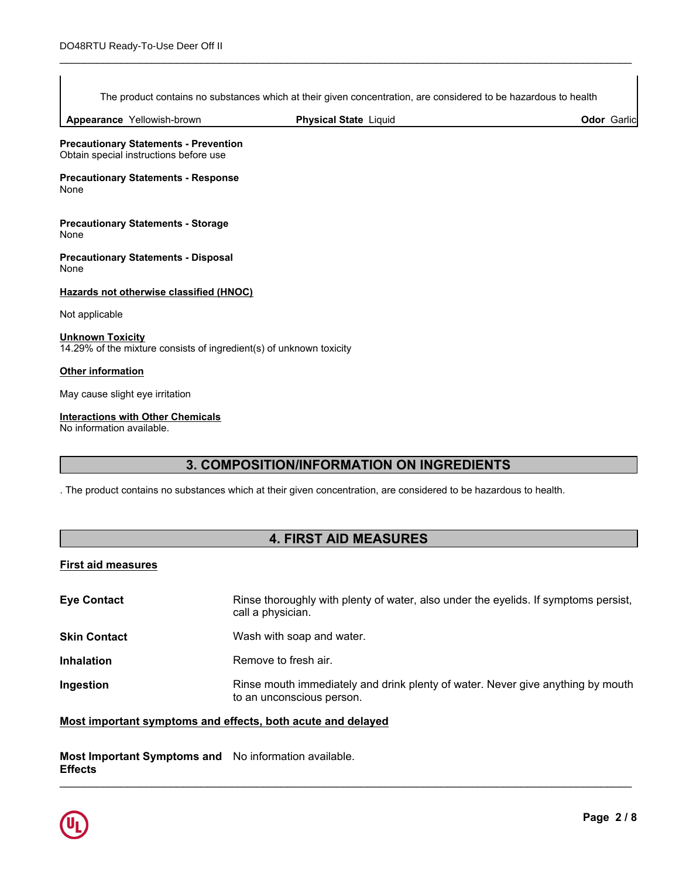The product contains no substances which at their given concentration, are considered to be hazardous to health

| **Appearance** Yellowish-brown | **Physical State** Liquid | **Odor** Garlic |
|---|---|---|

**Precautionary Statements - Prevention**
Obtain special instructions before use

**Precautionary Statements - Response**
None

**Precautionary Statements - Storage**
None

**Precautionary Statements - Disposal**
None

**Hazards not otherwise classified (HNOC)**

Not applicable

**Unknown Toxicity**
14.29% of the mixture consists of ingredient(s) of unknown toxicity

**Other information**

May cause slight eye irritation

**Interactions with Other Chemicals**
No information available.

## 3. COMPOSITION/INFORMATION ON INGREDIENTS

. The product contains no substances which at their given concentration, are considered to be hazardous to health.

## 4. FIRST AID MEASURES

**First aid measures**

| | |
|---|---|
| **Eye Contact** | Rinse thoroughly with plenty of water, also under the eyelids. If symptoms persist, call a physician. |
| **Skin Contact** | Wash with soap and water. |
| **Inhalation** | Remove to fresh air. |
| **Ingestion** | Rinse mouth immediately and drink plenty of water. Never give anything by mouth to an unconscious person. |

**Most important symptoms and effects, both acute and delayed**

| | |
|---|---|
| **Most Important Symptoms and Effects** | No information available. |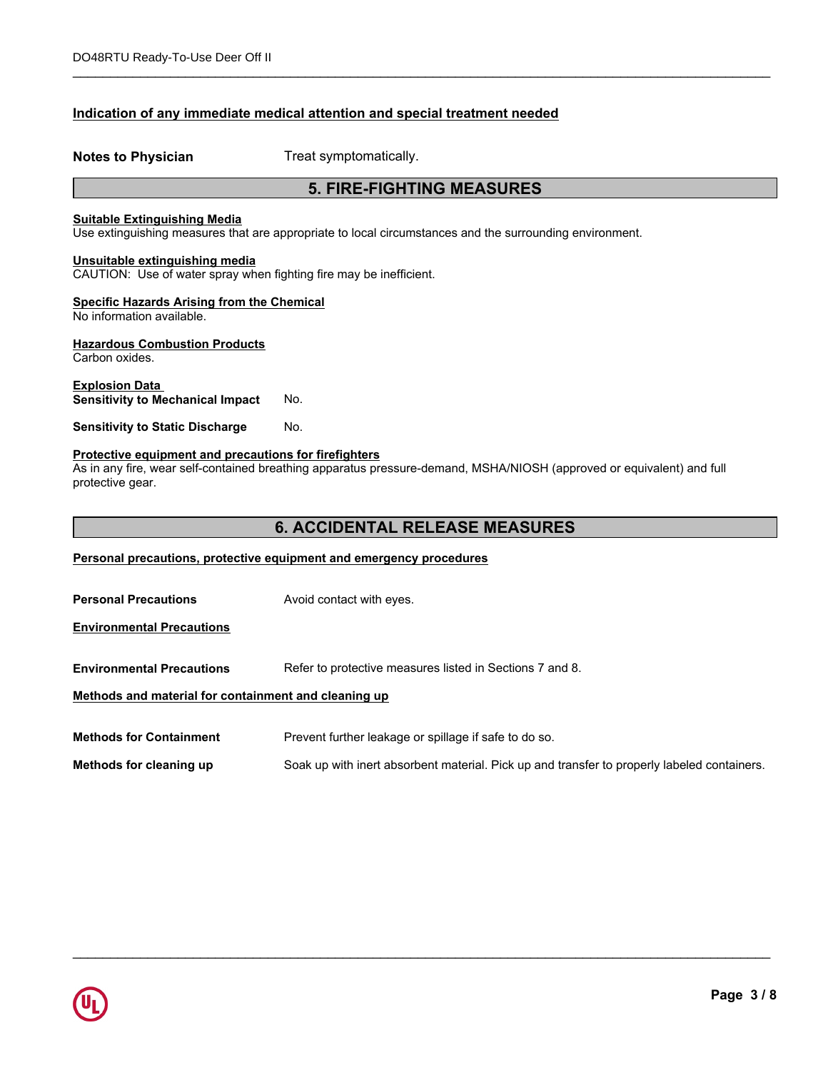### Indication of any immediate medical attention and special treatment needed

**Notes to Physician** Treat symptomatically.

## 5. FIRE-FIGHTING MEASURES

**Suitable Extinguishing Media**
Use extinguishing measures that are appropriate to local circumstances and the surrounding environment.

**Unsuitable extinguishing media**
CAUTION: Use of water spray when fighting fire may be inefficient.

**Specific Hazards Arising from the Chemical**
No information available.

**Hazardous Combustion Products**
Carbon oxides.

**Explosion Data**
**Sensitivity to Mechanical Impact** No.

**Sensitivity to Static Discharge** No.

**Protective equipment and precautions for firefighters**
As in any fire, wear self-contained breathing apparatus pressure-demand, MSHA/NIOSH (approved or equivalent) and full protective gear.

## 6. ACCIDENTAL RELEASE MEASURES

**Personal precautions, protective equipment and emergency procedures**

**Personal Precautions** Avoid contact with eyes.

**Environmental Precautions**

**Environmental Precautions** Refer to protective measures listed in Sections 7 and 8.

**Methods and material for containment and cleaning up**

**Methods for Containment** Prevent further leakage or spillage if safe to do so.

**Methods for cleaning up** Soak up with inert absorbent material. Pick up and transfer to properly labeled containers.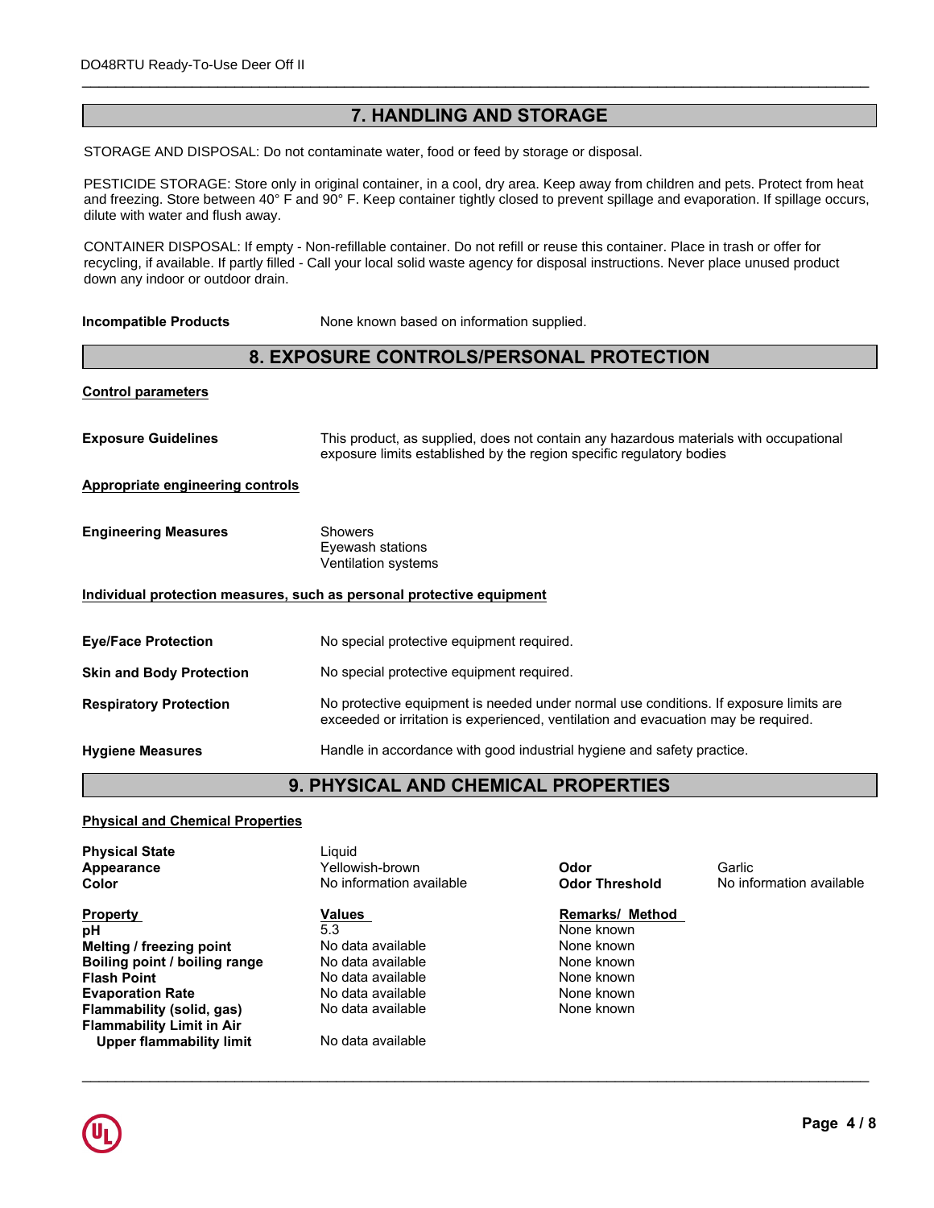## 7. HANDLING AND STORAGE

STORAGE AND DISPOSAL: Do not contaminate water, food or feed by storage or disposal.

PESTICIDE STORAGE: Store only in original container, in a cool, dry area. Keep away from children and pets. Protect from heat and freezing. Store between 40° F and 90° F. Keep container tightly closed to prevent spillage and evaporation. If spillage occurs, dilute with water and flush away.

CONTAINER DISPOSAL: If empty - Non-refillable container. Do not refill or reuse this container. Place in trash or offer for recycling, if available. If partly filled - Call your local solid waste agency for disposal instructions. Never place unused product down any indoor or outdoor drain.

**Incompatible Products** None known based on information supplied.

## 8. EXPOSURE CONTROLS/PERSONAL PROTECTION

**Control parameters**

**Exposure Guidelines** This product, as supplied, does not contain any hazardous materials with occupational exposure limits established by the region specific regulatory bodies

**Appropriate engineering controls**

**Engineering Measures**
Showers
Eyewash stations
Ventilation systems

**Individual protection measures, such as personal protective equipment**

**Eye/Face Protection** No special protective equipment required.

**Skin and Body Protection** No special protective equipment required.

**Respiratory Protection** No protective equipment is needed under normal use conditions. If exposure limits are exceeded or irritation is experienced, ventilation and evacuation may be required.

**Hygiene Measures** Handle in accordance with good industrial hygiene and safety practice.

## 9. PHYSICAL AND CHEMICAL PROPERTIES

**Physical and Chemical Properties**

**Physical State** Liquid
**Appearance** Yellowish-brown
**Color** No information available
**Odor** Garlic
**Odor Threshold** No information available

| Property | Values | Remarks/ Method |
|---|---|---|
| pH | 5.3 | None known |
| Melting / freezing point | No data available | None known |
| Boiling point / boiling range | No data available | None known |
| Flash Point | No data available | None known |
| Evaporation Rate | No data available | None known |
| Flammability (solid, gas) | No data available | None known |
| Flammability Limit in Air | | |
| Upper flammability limit | No data available | |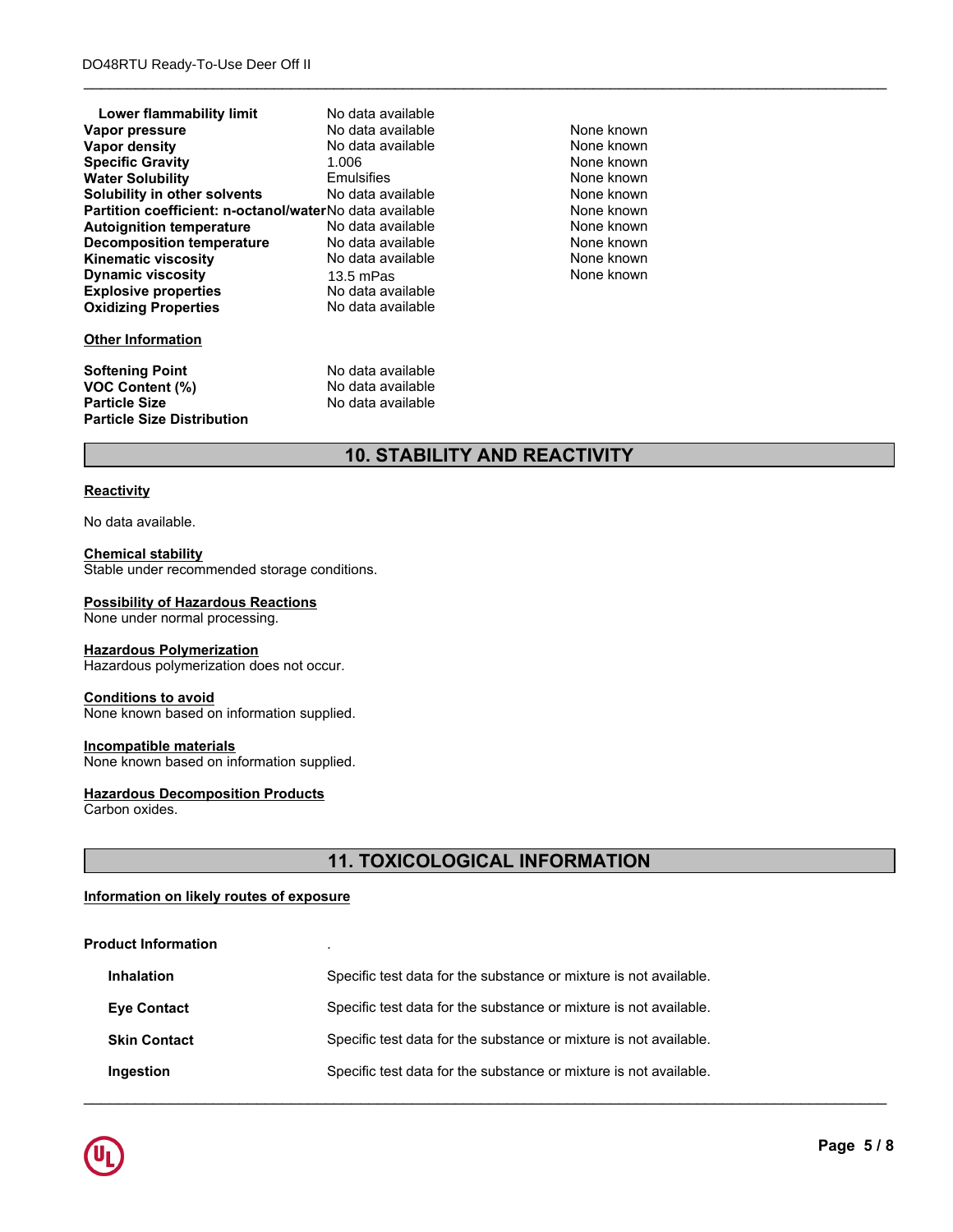| Property | Values | Remarks |
|---|---|---|
| **Lower flammability limit** | No data available | |
| **Vapor pressure** | No data available | None known |
| **Vapor density** | No data available | None known |
| **Specific Gravity** | 1.006 | None known |
| **Water Solubility** | Emulsifies | None known |
| **Solubility in other solvents** | No data available | None known |
| **Partition coefficient: n-octanol/water** | No data available | None known |
| **Autoignition temperature** | No data available | None known |
| **Decomposition temperature** | No data available | None known |
| **Kinematic viscosity** | No data available | None known |
| **Dynamic viscosity** | 13.5 mPas | None known |
| **Explosive properties** | No data available | |
| **Oxidizing Properties** | No data available | |

**Other Information**

| | |
|---|---|
| **Softening Point** | No data available |
| **VOC Content (%)** | No data available |
| **Particle Size** | No data available |
| **Particle Size Distribution** | |

## 10. STABILITY AND REACTIVITY

**Reactivity**

No data available.

**Chemical stability**
Stable under recommended storage conditions.

**Possibility of Hazardous Reactions**
None under normal processing.

**Hazardous Polymerization**
Hazardous polymerization does not occur.

**Conditions to avoid**
None known based on information supplied.

**Incompatible materials**
None known based on information supplied.

**Hazardous Decomposition Products**
Carbon oxides.

## 11. TOXICOLOGICAL INFORMATION

**Information on likely routes of exposure**

**Product Information** .

| | |
|---|---|
| **Inhalation** | Specific test data for the substance or mixture is not available. |
| **Eye Contact** | Specific test data for the substance or mixture is not available. |
| **Skin Contact** | Specific test data for the substance or mixture is not available. |
| **Ingestion** | Specific test data for the substance or mixture is not available. |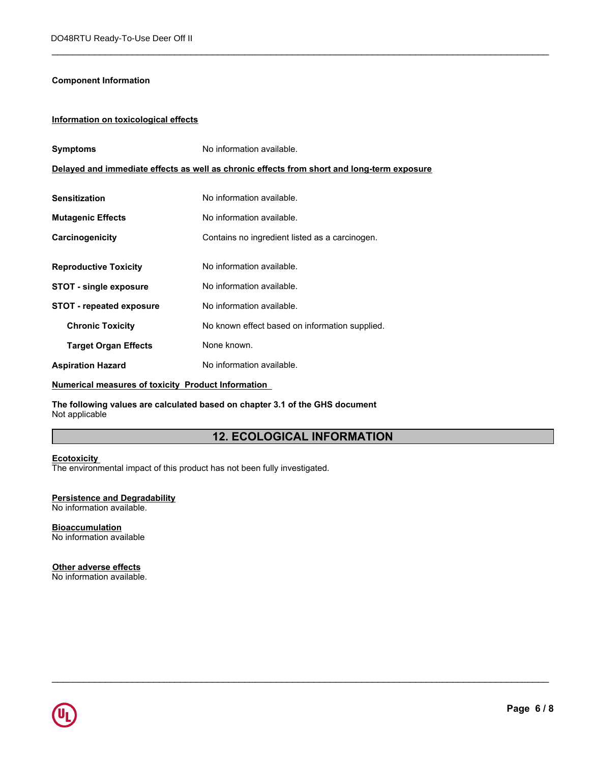**Component Information**

**Information on toxicological effects**

| | |
|---|---|
| **Symptoms** | No information available. |

**Delayed and immediate effects as well as chronic effects from short and long-term exposure**

| | |
|---|---|
| **Sensitization** | No information available. |
| **Mutagenic Effects** | No information available. |
| **Carcinogenicity** | Contains no ingredient listed as a carcinogen. |
| **Reproductive Toxicity** | No information available. |
| **STOT - single exposure** | No information available. |
| **STOT - repeated exposure** | No information available. |
| **Chronic Toxicity** | No known effect based on information supplied. |
| **Target Organ Effects** | None known. |
| **Aspiration Hazard** | No information available. |

**Numerical measures of toxicity Product Information**

**The following values are calculated based on chapter 3.1 of the GHS document**
Not applicable

## 12. ECOLOGICAL INFORMATION

**Ecotoxicity**
The environmental impact of this product has not been fully investigated.

**Persistence and Degradability**
No information available.

**Bioaccumulation**
No information available

**Other adverse effects**
No information available.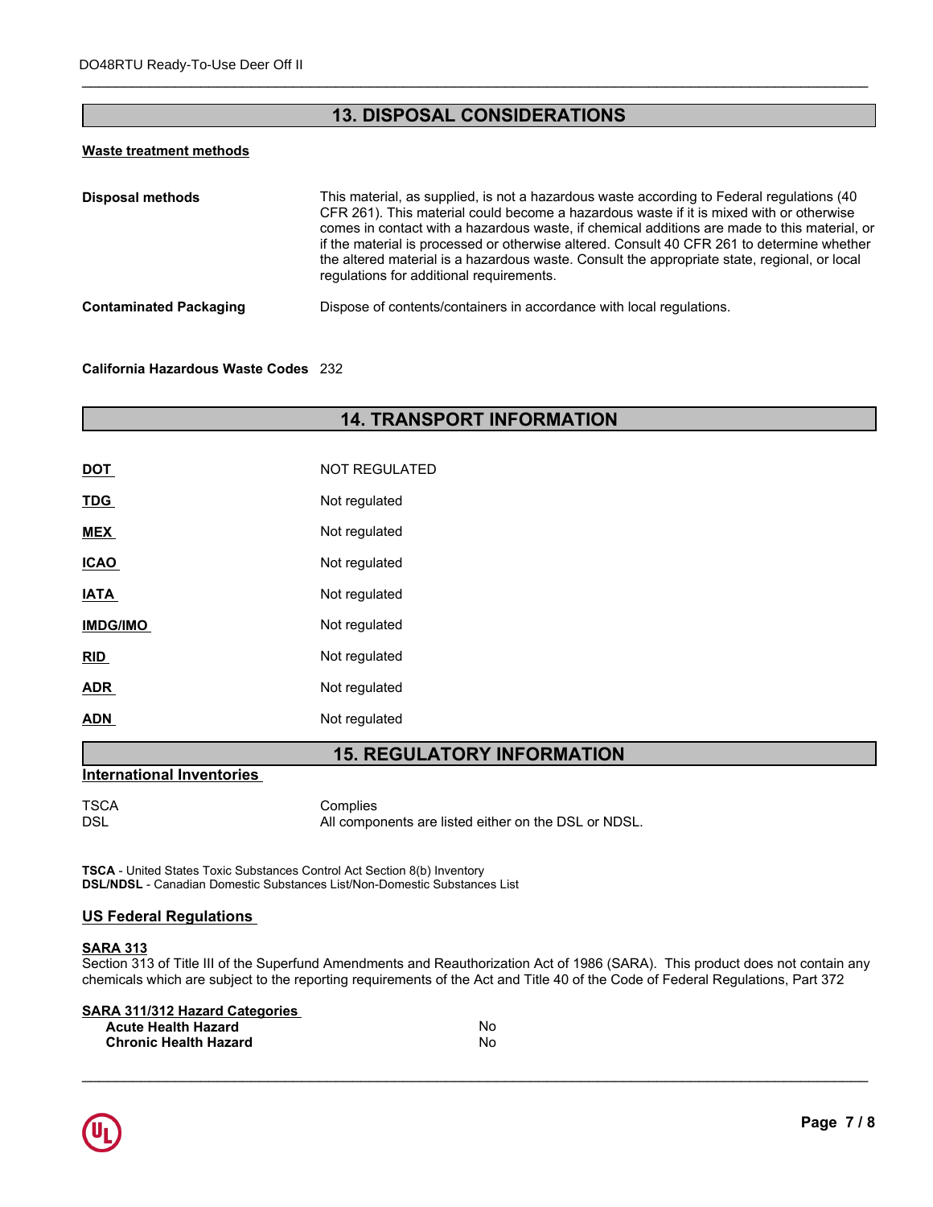## 13. DISPOSAL CONSIDERATIONS

**Waste treatment methods**

| | |
|---|---|
| **Disposal methods** | This material, as supplied, is not a hazardous waste according to Federal regulations (40 CFR 261). This material could become a hazardous waste if it is mixed with or otherwise comes in contact with a hazardous waste, if chemical additions are made to this material, or if the material is processed or otherwise altered. Consult 40 CFR 261 to determine whether the altered material is a hazardous waste. Consult the appropriate state, regional, or local regulations for additional requirements. |
| **Contaminated Packaging** | Dispose of contents/containers in accordance with local regulations. |

**California Hazardous Waste Codes** 232

## 14. TRANSPORT INFORMATION

| | |
|---|---|
| **DOT** | NOT REGULATED |
| **TDG** | Not regulated |
| **MEX** | Not regulated |
| **ICAO** | Not regulated |
| **IATA** | Not regulated |
| **IMDG/IMO** | Not regulated |
| **RID** | Not regulated |
| **ADR** | Not regulated |
| **ADN** | Not regulated |

## 15. REGULATORY INFORMATION

**International Inventories**

| | |
|---|---|
| TSCA | Complies |
| DSL | All components are listed either on the DSL or NDSL. |

**TSCA** - United States Toxic Substances Control Act Section 8(b) Inventory
**DSL/NDSL** - Canadian Domestic Substances List/Non-Domestic Substances List

**US Federal Regulations**

**SARA 313**
Section 313 of Title III of the Superfund Amendments and Reauthorization Act of 1986 (SARA). This product does not contain any chemicals which are subject to the reporting requirements of the Act and Title 40 of the Code of Federal Regulations, Part 372

**SARA 311/312 Hazard Categories**

| | |
|---|---|
| **Acute Health Hazard** | No |
| **Chronic Health Hazard** | No |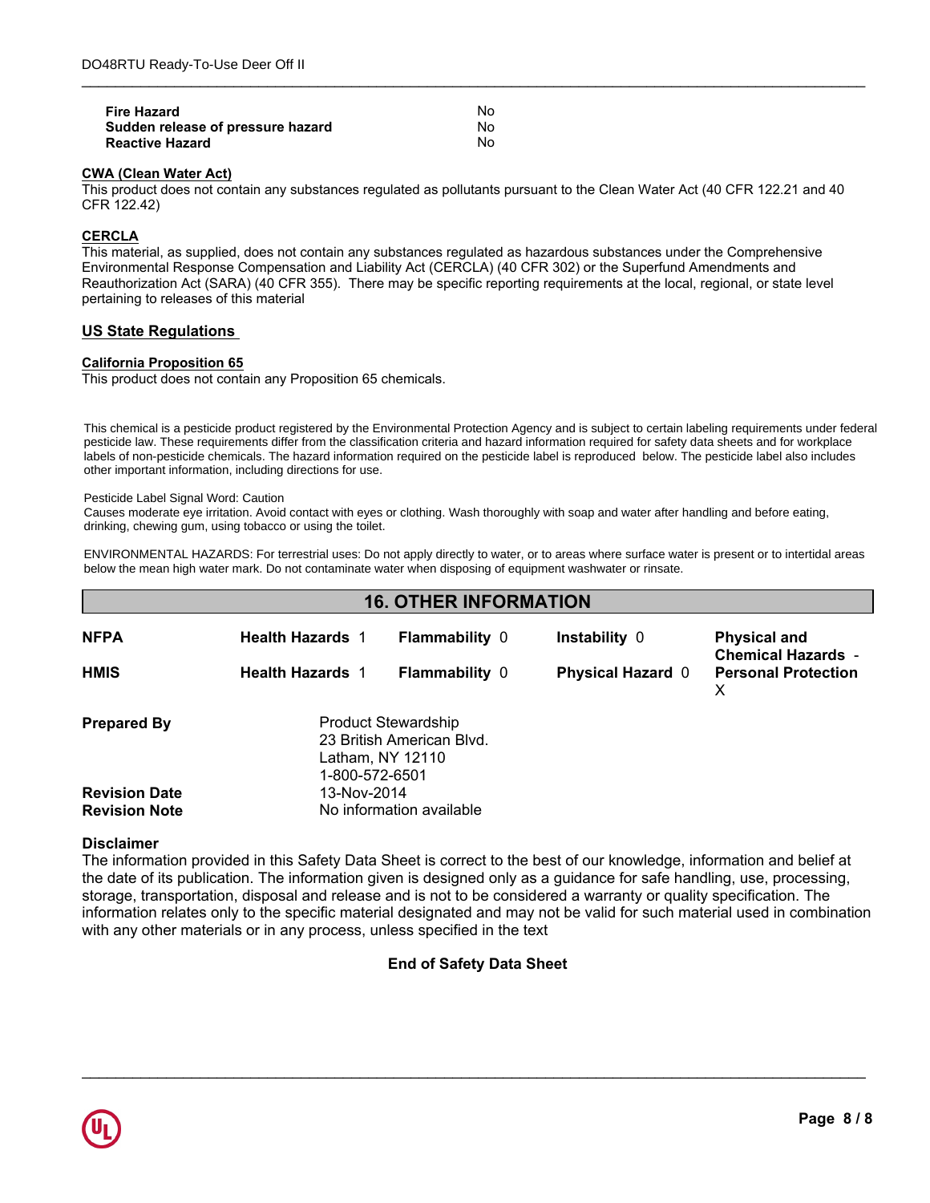| | |
|---|---|
| **Fire Hazard** | No |
| **Sudden release of pressure hazard** | No |
| **Reactive Hazard** | No |

**CWA (Clean Water Act)**

This product does not contain any substances regulated as pollutants pursuant to the Clean Water Act (40 CFR 122.21 and 40 CFR 122.42)

**CERCLA**

This material, as supplied, does not contain any substances regulated as hazardous substances under the Comprehensive Environmental Response Compensation and Liability Act (CERCLA) (40 CFR 302) or the Superfund Amendments and Reauthorization Act (SARA) (40 CFR 355). There may be specific reporting requirements at the local, regional, or state level pertaining to releases of this material

## US State Regulations

**California Proposition 65**

This product does not contain any Proposition 65 chemicals.

This chemical is a pesticide product registered by the Environmental Protection Agency and is subject to certain labeling requirements under federal pesticide law. These requirements differ from the classification criteria and hazard information required for safety data sheets and for workplace labels of non-pesticide chemicals. The hazard information required on the pesticide label is reproduced below. The pesticide label also includes other important information, including directions for use.

Pesticide Label Signal Word: Caution

Causes moderate eye irritation. Avoid contact with eyes or clothing. Wash thoroughly with soap and water after handling and before eating, drinking, chewing gum, using tobacco or using the toilet.

ENVIRONMENTAL HAZARDS: For terrestrial uses: Do not apply directly to water, or to areas where surface water is present or to intertidal areas below the mean high water mark. Do not contaminate water when disposing of equipment washwater or rinsate.

## 16. OTHER INFORMATION

| | | | | |
|---|---|---|---|---|
| **NFPA** | **Health Hazards** 1 | **Flammability** 0 | **Instability** 0 | **Physical and Chemical Hazards** - |
| **HMIS** | **Health Hazards** 1 | **Flammability** 0 | **Physical Hazard** 0 | **Personal Protection** X |

**Prepared By**
Product Stewardship
23 British American Blvd.
Latham, NY 12110
1-800-572-6501

**Revision Date** 13-Nov-2014

**Revision Note** No information available

**Disclaimer**

The information provided in this Safety Data Sheet is correct to the best of our knowledge, information and belief at the date of its publication. The information given is designed only as a guidance for safe handling, use, processing, storage, transportation, disposal and release and is not to be considered a warranty or quality specification. The information relates only to the specific material designated and may not be valid for such material used in combination with any other materials or in any process, unless specified in the text

**End of Safety Data Sheet**